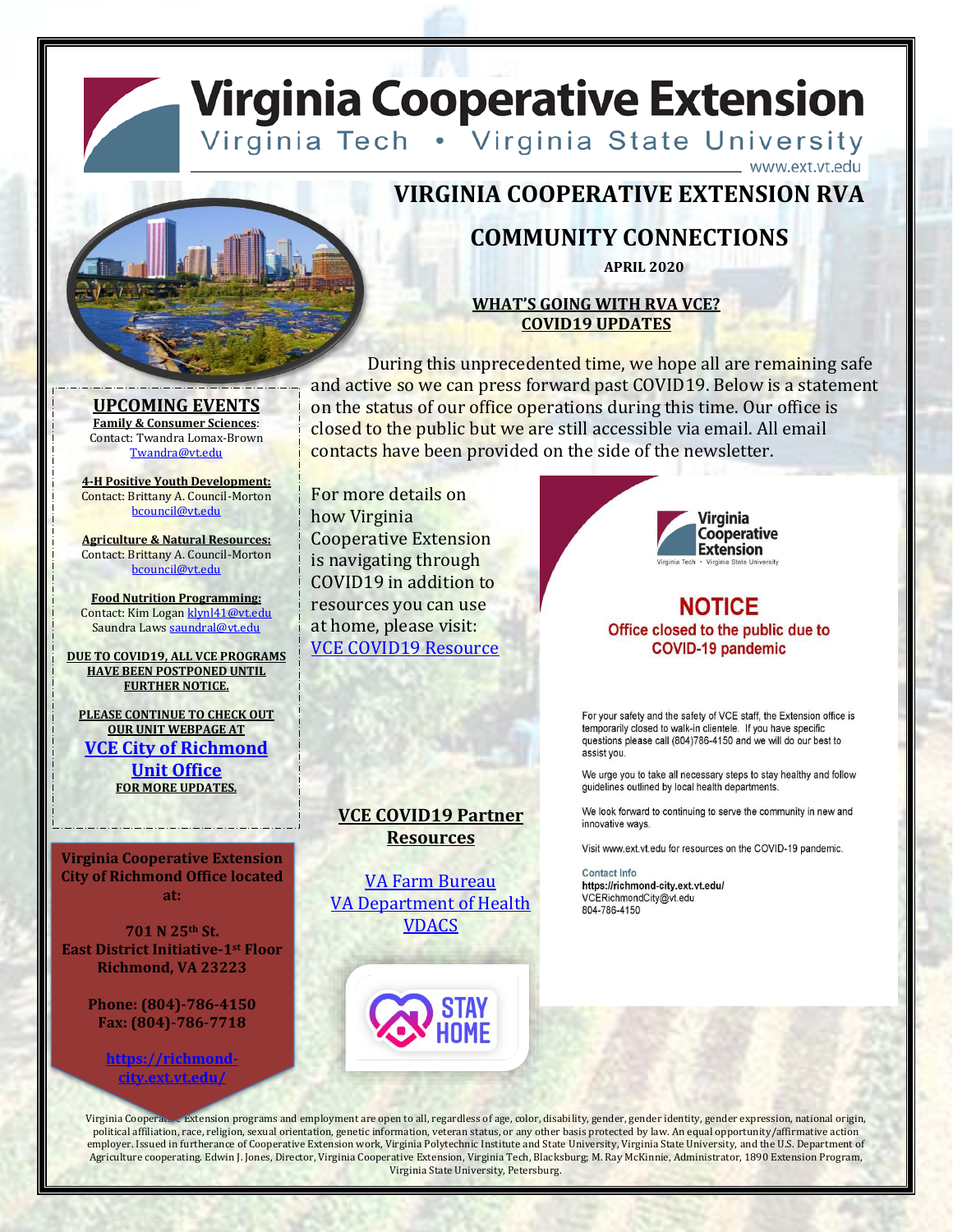# Virginia Cooperative Extension

Virginia Tech • Virginia State University

www.ext.vt.edu

## VIRGINIA COOPERATIVE EXTENSION RVA

## COMMUNITY CONNECTIONS

**APRIL 2020**

**WHAT'S GOING WITH RVA VCE? COVID19 UPDATES**

During this unprecedented time, we hope all are remaining safe and active so we can press forward past COVID19. Below is a statement on the status of our office operations during this time. Our office is closed to the public but we are still accessible via email. All email contacts have been provided on the side of the newsletter.

For more details on how Virginia Cooperative Extension is navigating through COVID19 in addition to resources you can use at home, please visit: VCE COVID19 Resource

Virginia Cooperative Extension

Virginia Tech • Virginia State University

**NOTICE**

**Office closed to the public due to COVID-19 pandemic**

For your safety and the safety of VCE staff, the Extension office is temporarily closed to walk-in clientele. If you have specific questions please call (804)786-4150 and we will do our best to assist you.

We urge you to take all necessary steps to stay healthy and follow guidelines outlined by local health departments.

We look forward to continuing to serve the community in new and innovative ways.

Visit www.ext.vt.edu for resources on the COVID-19 pandemic.

Contact Info
https://richmond-city.ext.vt.edu/
VCERichmondCity@vt.edu
804-786-4150

### VCE COVID19 Partner Resources

VA Farm Bureau
VA Department of Health
VDACS

STAY HOME

### UPCOMING EVENTS

**Family & Consumer Sciences**:
Contact: Twandra Lomax-Brown
Twandra@vt.edu

**4-H Positive Youth Development:**
Contact: Brittany A. Council-Morton
bcouncil@vt.edu

**Agriculture & Natural Resources:**
Contact: Brittany A. Council-Morton
bcouncil@vt.edu

**Food Nutrition Programming:**
Contact: Kim Logan klynl41@vt.edu
Saundra Laws saundral@vt.edu

**DUE TO COVID19, ALL VCE PROGRAMS HAVE BEEN POSTPONED UNTIL FURTHER NOTICE.**

**PLEASE CONTINUE TO CHECK OUT OUR UNIT WEBPAGE AT**
**VCE City of Richmond Unit Office**
**FOR MORE UPDATES.**

**Virginia Cooperative Extension City of Richmond Office located at:**

**701 N 25th St.**
**East District Initiative-1st Floor**
**Richmond, VA 23223**

**Phone: (804)-786-4150**
**Fax: (804)-786-7718**

**https://richmond-city.ext.vt.edu/**

Virginia Cooperative Extension programs and employment are open to all, regardless of age, color, disability, gender, gender identity, gender expression, national origin, political affiliation, race, religion, sexual orientation, genetic information, veteran status, or any other basis protected by law. An equal opportunity/affirmative action employer. Issued in furtherance of Cooperative Extension work, Virginia Polytechnic Institute and State University, Virginia State University, and the U.S. Department of Agriculture cooperating. Edwin J. Jones, Director, Virginia Cooperative Extension, Virginia Tech, Blacksburg; M. Ray McKinnie, Administrator, 1890 Extension Program, Virginia State University, Petersburg.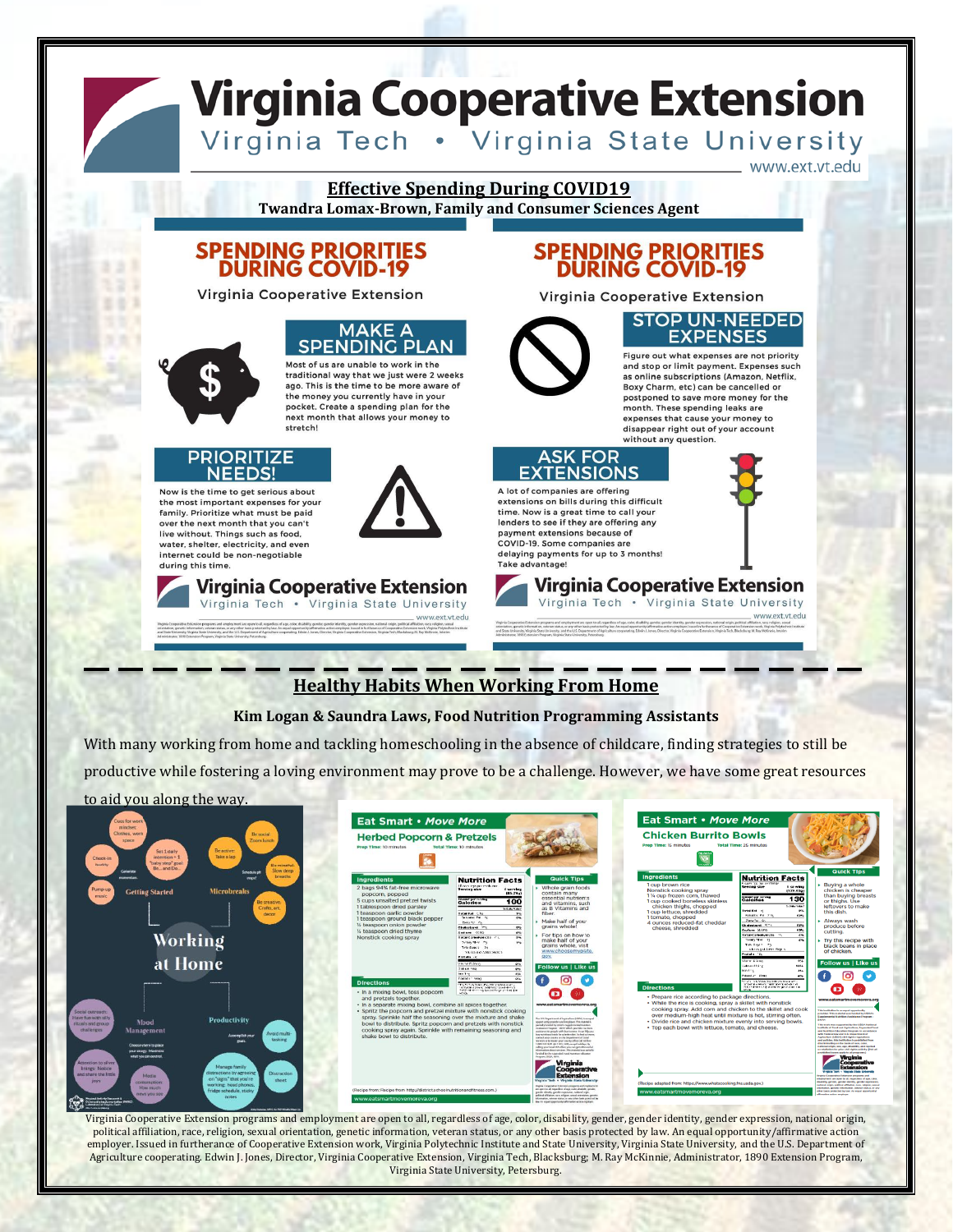# Virginia Cooperative Extension

Virginia Tech • Virginia State University

www.ext.vt.edu

## Effective Spending During COVID19

**Twandra Lomax-Brown, Family and Consumer Sciences Agent**

### SPENDING PRIORITIES DURING COVID-19

Virginia Cooperative Extension

#### MAKE A SPENDING PLAN

Most of us are unable to work in the traditional way that we just were 2 weeks ago. This is the time to be more aware of the money you currently have in your pocket. Create a spending plan for the next month that allows your money to stretch!

#### PRIORITIZE NEEDS!

Now is the time to get serious about the most important expenses for your family. Prioritize what must be paid over the next month that you can't live without. Things such as food, water, shelter, electricity, and even internet could be non-negotiable during this time.

### SPENDING PRIORITIES DURING COVID-19

Virginia Cooperative Extension

#### STOP UN-NEEDED EXPENSES

Figure out what expenses are not priority and stop or limit payment. Expenses such as online subscriptions (Amazon, Netflix, Boxy Charm, etc) can be cancelled or postponed to save more money for the month. These spending leaks are expenses that cause your money to disappear right out of your account without any question.

#### ASK FOR EXTENSIONS

A lot of companies are offering extensions on bills during this difficult time. Now is a great time to call your lenders to see if they are offering any payment extensions because of COVID-19. Some companies are delaying payments for up to 3 months! Take advantage!

## Healthy Habits When Working From Home

**Kim Logan & Saundra Laws, Food Nutrition Programming Assistants**

With many working from home and tackling homeschooling in the absence of childcare, finding strategies to still be productive while fostering a loving environment may prove to be a challenge. However, we have some great resources to aid you along the way.

Virginia Cooperative Extension programs and employment are open to all, regardless of age, color, disability, gender, gender identity, gender expression, national origin, political affiliation, race, religion, sexual orientation, genetic information, veteran status, or any other basis protected by law. An equal opportunity/affirmative action employer. Issued in furtherance of Cooperative Extension work, Virginia Polytechnic Institute and State University, Virginia State University, and the U.S. Department of Agriculture cooperating. Edwin J. Jones, Director, Virginia Cooperative Extension, Virginia Tech, Blacksburg; M. Ray McKinnie, Administrator, 1890 Extension Program, Virginia State University, Petersburg.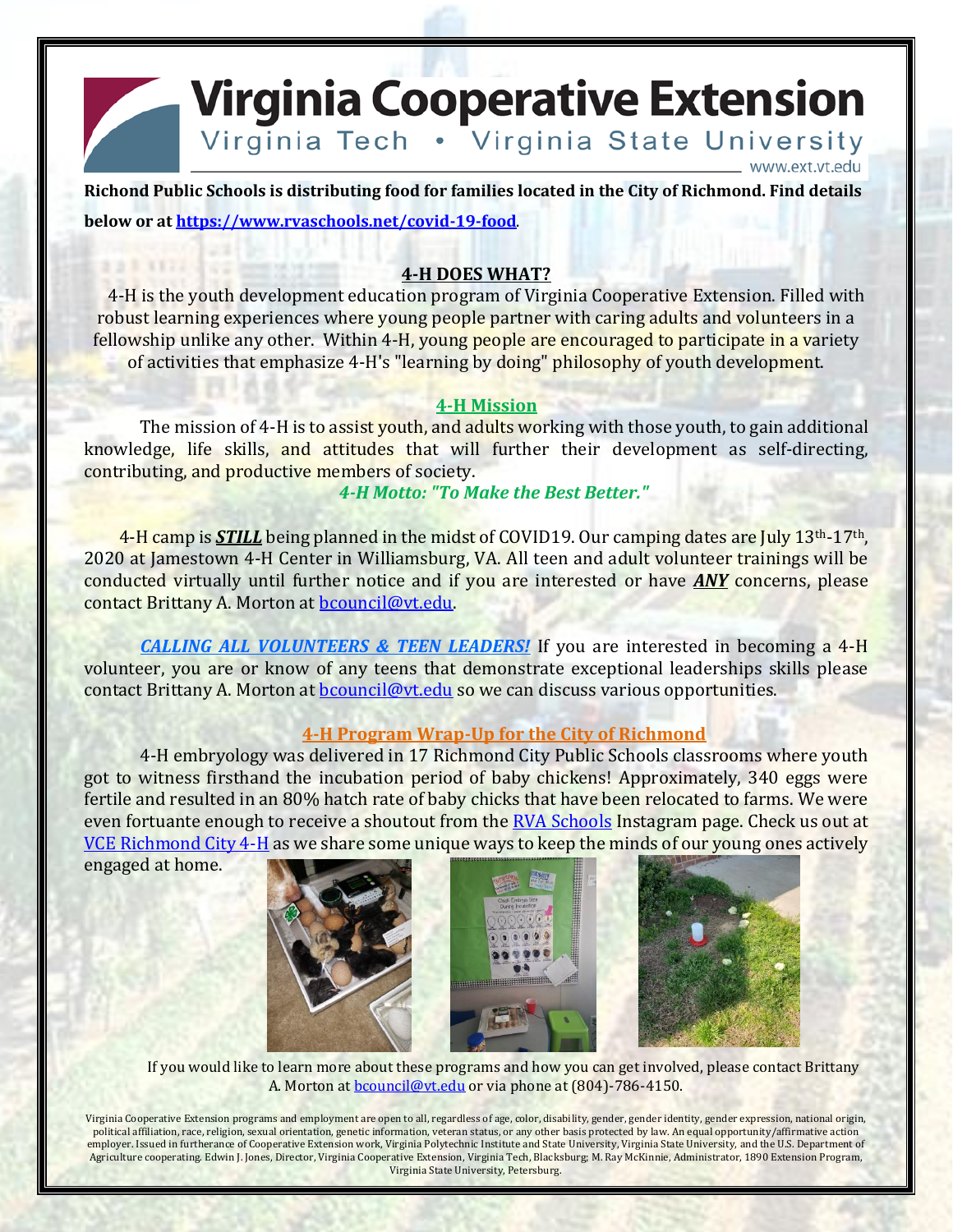# Virginia Cooperative Extension

Virginia Tech • Virginia State University

www.ext.vt.edu

**Richond Public Schools is distributing food for families located in the City of Richmond. Find details below or at [https://www.rvaschools.net/covid-19-food](https://www.rvaschools.net/covid-19-food).**

## 4-H DOES WHAT?

4-H is the youth development education program of Virginia Cooperative Extension. Filled with robust learning experiences where young people partner with caring adults and volunteers in a fellowship unlike any other. Within 4-H, young people are encouraged to participate in a variety of activities that emphasize 4-H's "learning by doing" philosophy of youth development.

## 4-H Mission

The mission of 4-H is to assist youth, and adults working with those youth, to gain additional knowledge, life skills, and attitudes that will further their development as self-directing, contributing, and productive members of society.

***4-H Motto: "To Make the Best Better."***

4-H camp is ***STILL*** being planned in the midst of COVID19. Our camping dates are July 13th-17th, 2020 at Jamestown 4-H Center in Williamsburg, VA. All teen and adult volunteer trainings will be conducted virtually until further notice and if you are interested or have ***ANY*** concerns, please contact Brittany A. Morton at bcouncil@vt.edu.

***CALLING ALL VOLUNTEERS & TEEN LEADERS!*** If you are interested in becoming a 4-H volunteer, you are or know of any teens that demonstrate exceptional leaderships skills please contact Brittany A. Morton at bcouncil@vt.edu so we can discuss various opportunities.

## 4-H Program Wrap-Up for the City of Richmond

4-H embryology was delivered in 17 Richmond City Public Schools classrooms where youth got to witness firsthand the incubation period of baby chickens! Approximately, 340 eggs were fertile and resulted in an 80% hatch rate of baby chicks that have been relocated to farms. We were even fortuante enough to receive a shoutout from the RVA Schools Instagram page. Check us out at VCE Richmond City 4-H as we share some unique ways to keep the minds of our young ones actively engaged at home.

If you would like to learn more about these programs and how you can get involved, please contact Brittany A. Morton at bcouncil@vt.edu or via phone at (804)-786-4150.

Virginia Cooperative Extension programs and employment are open to all, regardless of age, color, disability, gender, gender identity, gender expression, national origin, political affiliation, race, religion, sexual orientation, genetic information, veteran status, or any other basis protected by law. An equal opportunity/affirmative action employer. Issued in furtherance of Cooperative Extension work, Virginia Polytechnic Institute and State University, Virginia State University, and the U.S. Department of Agriculture cooperating. Edwin J. Jones, Director, Virginia Cooperative Extension, Virginia Tech, Blacksburg; M. Ray McKinnie, Administrator, 1890 Extension Program, Virginia State University, Petersburg.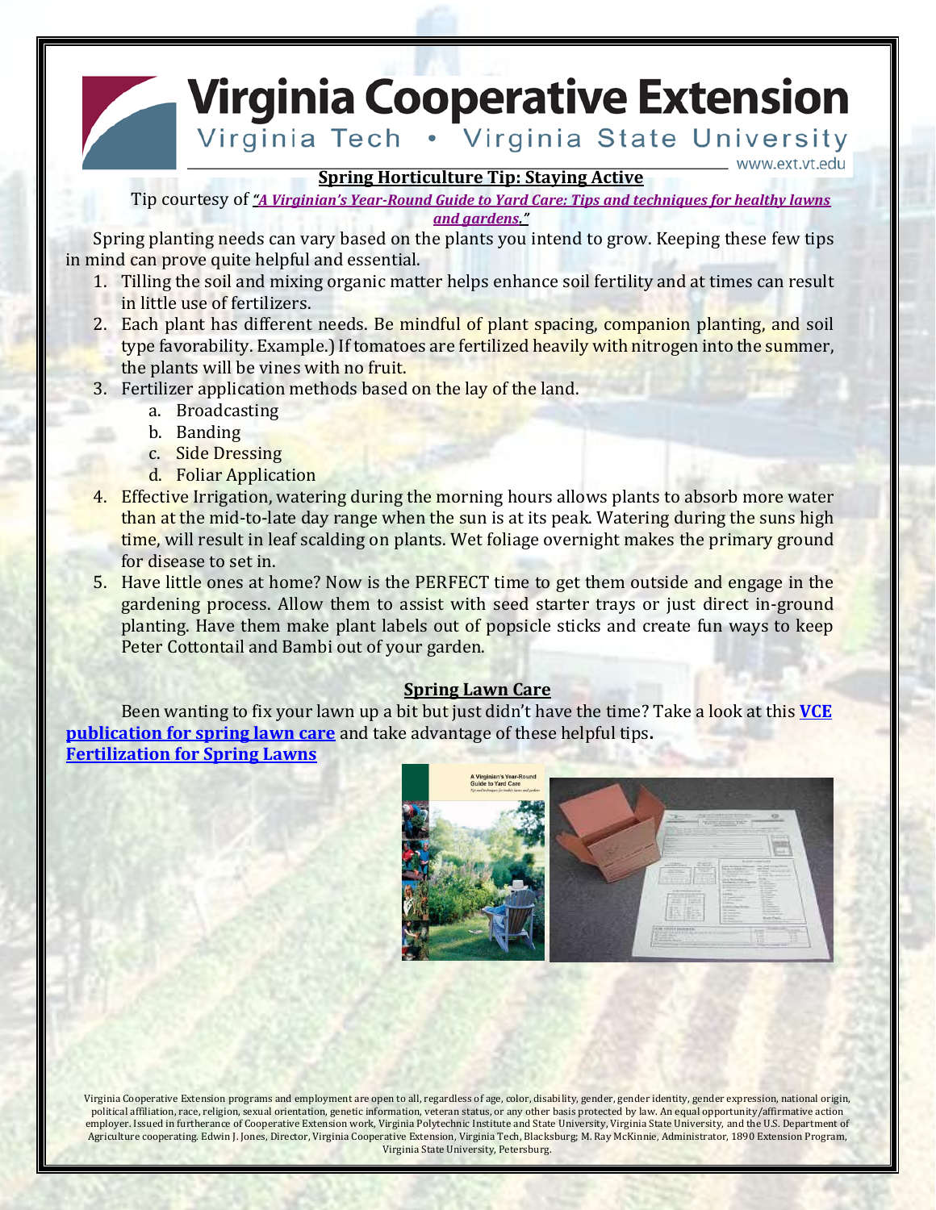# Virginia Cooperative Extension

Virginia Tech • Virginia State University

www.ext.vt.edu

## Spring Horticulture Tip: Staying Active

Tip courtesy of ***"A Virginian's Year-Round Guide to Yard Care: Tips and techniques for healthy lawns and gardens."***

Spring planting needs can vary based on the plants you intend to grow. Keeping these few tips in mind can prove quite helpful and essential.

1. Tilling the soil and mixing organic matter helps enhance soil fertility and at times can result in little use of fertilizers.
2. Each plant has different needs. Be mindful of plant spacing, companion planting, and soil type favorability. Example.) If tomatoes are fertilized heavily with nitrogen into the summer, the plants will be vines with no fruit.
3. Fertilizer application methods based on the lay of the land.
   a. Broadcasting
   b. Banding
   c. Side Dressing
   d. Foliar Application
4. Effective Irrigation, watering during the morning hours allows plants to absorb more water than at the mid-to-late day range when the sun is at its peak. Watering during the suns high time, will result in leaf scalding on plants. Wet foliage overnight makes the primary ground for disease to set in.
5. Have little ones at home? Now is the PERFECT time to get them outside and engage in the gardening process. Allow them to assist with seed starter trays or just direct in-ground planting. Have them make plant labels out of popsicle sticks and create fun ways to keep Peter Cottontail and Bambi out of your garden.

## Spring Lawn Care

Been wanting to fix your lawn up a bit but just didn't have the time? Take a look at this **VCE publication for spring lawn care** and take advantage of these helpful tips**.**

**Fertilization for Spring Lawns**

Virginia Cooperative Extension programs and employment are open to all, regardless of age, color, disability, gender, gender identity, gender expression, national origin, political affiliation, race, religion, sexual orientation, genetic information, veteran status, or any other basis protected by law. An equal opportunity/affirmative action employer. Issued in furtherance of Cooperative Extension work, Virginia Polytechnic Institute and State University, Virginia State University, and the U.S. Department of Agriculture cooperating. Edwin J. Jones, Director, Virginia Cooperative Extension, Virginia Tech, Blacksburg; M. Ray McKinnie, Administrator, 1890 Extension Program, Virginia State University, Petersburg.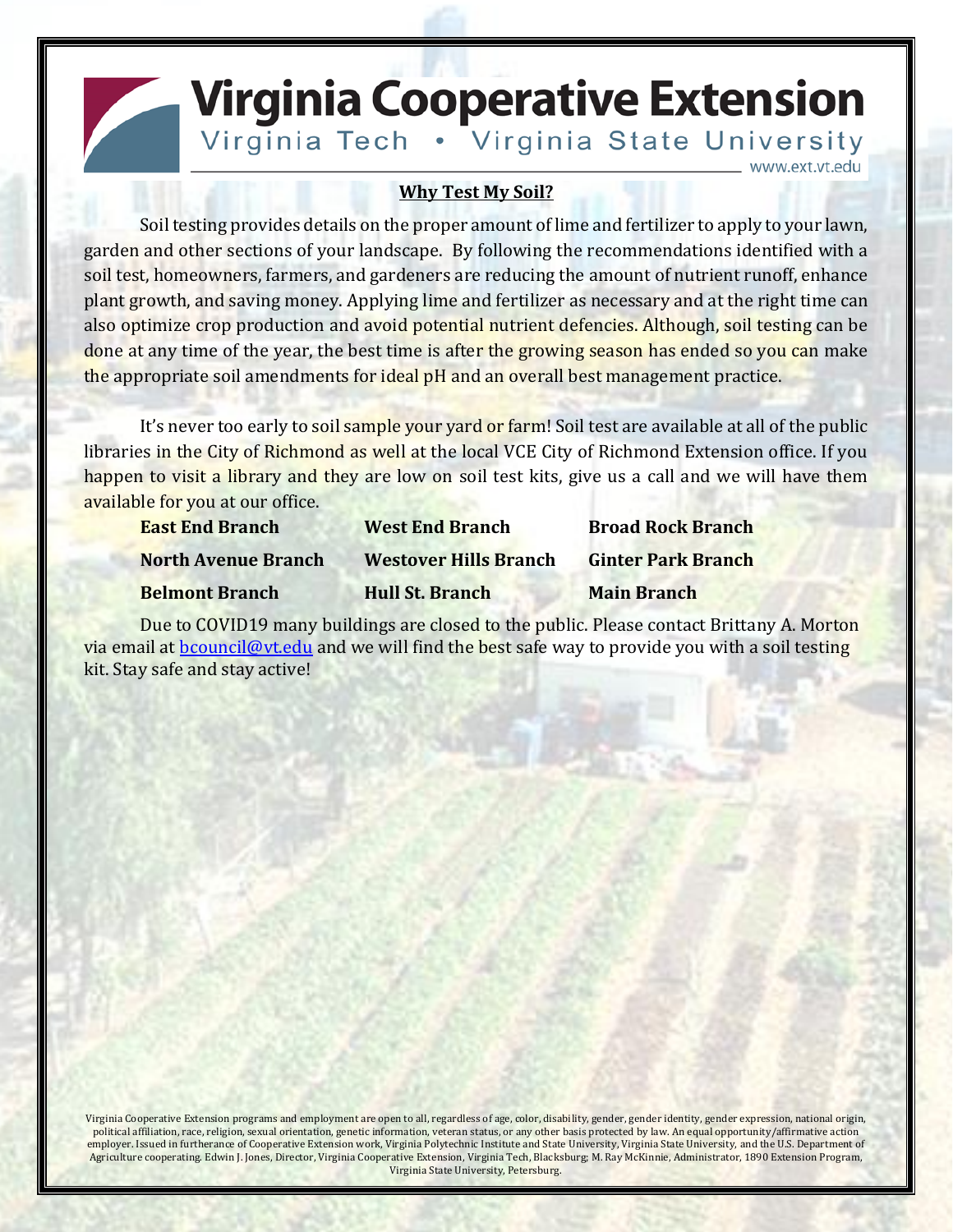# Virginia Cooperative Extension

Virginia Tech • Virginia State University

www.ext.vt.edu

## Why Test My Soil?

Soil testing provides details on the proper amount of lime and fertilizer to apply to your lawn, garden and other sections of your landscape. By following the recommendations identified with a soil test, homeowners, farmers, and gardeners are reducing the amount of nutrient runoff, enhance plant growth, and saving money. Applying lime and fertilizer as necessary and at the right time can also optimize crop production and avoid potential nutrient defencies. Although, soil testing can be done at any time of the year, the best time is after the growing season has ended so you can make the appropriate soil amendments for ideal pH and an overall best management practice.

It's never too early to soil sample your yard or farm! Soil test are available at all of the public libraries in the City of Richmond as well at the local VCE City of Richmond Extension office. If you happen to visit a library and they are low on soil test kits, give us a call and we will have them available for you at our office.

| | | |
|---|---|---|
| **East End Branch** | **West End Branch** | **Broad Rock Branch** |
| **North Avenue Branch** | **Westover Hills Branch** | **Ginter Park Branch** |
| **Belmont Branch** | **Hull St. Branch** | **Main Branch** |

Due to COVID19 many buildings are closed to the public. Please contact Brittany A. Morton via email at bcouncil@vt.edu and we will find the best safe way to provide you with a soil testing kit. Stay safe and stay active!

Virginia Cooperative Extension programs and employment are open to all, regardless of age, color, disability, gender, gender identity, gender expression, national origin, political affiliation, race, religion, sexual orientation, genetic information, veteran status, or any other basis protected by law. An equal opportunity/affirmative action employer. Issued in furtherance of Cooperative Extension work, Virginia Polytechnic Institute and State University, Virginia State University, and the U.S. Department of Agriculture cooperating. Edwin J. Jones, Director, Virginia Cooperative Extension, Virginia Tech, Blacksburg; M. Ray McKinnie, Administrator, 1890 Extension Program, Virginia State University, Petersburg.